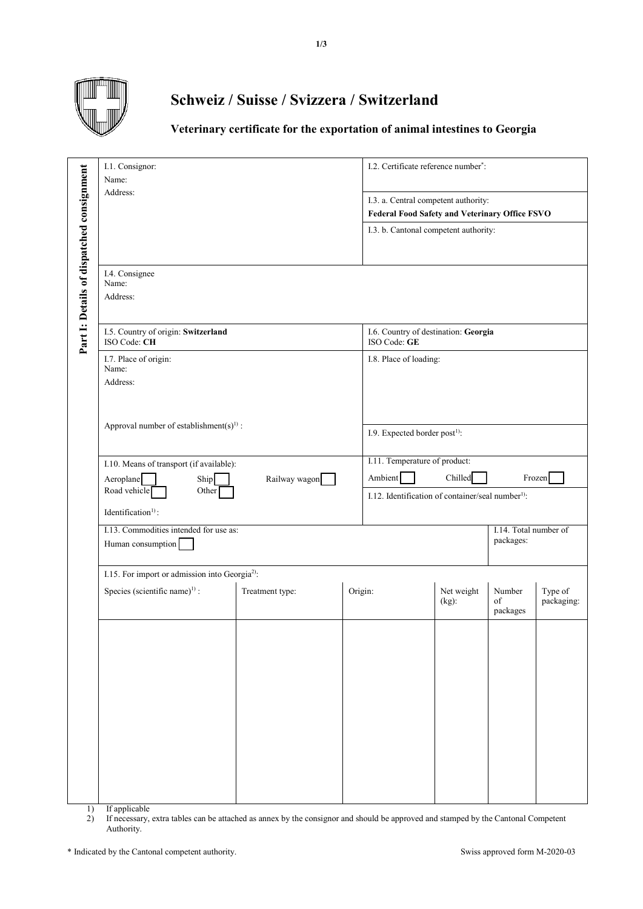# Schweiz / Suisse / Svizzera / Switzerland

## Veterinary certificate for the exportation of animal intestines to Georgia

**Part I: Details of dispatched consignment**

I.1. Consignor:
Name:
Address:

I.2. Certificate reference number*:

I.3. a. Central competent authority:
**Federal Food Safety and Veterinary Office FSVO**

I.3. b. Cantonal competent authority:

I.4. Consignee
Name:
Address:

I.5. Country of origin: **Switzerland**
ISO Code: **CH**

I.6. Country of destination: **Georgia**
ISO Code: **GE**

I.7. Place of origin:
Name:
Address:

Approval number of establishment(s)[1) ]:

I.8. Place of loading:

I.9. Expected border post[1)]:

I.10. Means of transport (if available):
Aeroplane ☐ Ship ☐ Railway wagon ☐
Road vehicle ☐ Other ☐

Identification[1)]:

I.11. Temperature of product:
Ambient ☐ Chilled ☐ Frozen ☐

I.12. Identification of container/seal number[1)]:

I.13. Commodities intended for use as:
Human consumption ☐

I.14. Total number of packages:

I.15. For import or admission into Georgia[2)]:

| Species (scientific name)[1)] : | Treatment type: | Origin: | Net weight (kg): | Number of packages | Type of packaging: |
|---|---|---|---|---|---|
| | | | | | |

1) If applicable
2) If necessary, extra tables can be attached as annex by the consignor and should be approved and stamped by the Cantonal Competent Authority.

\* Indicated by the Cantonal competent authority.

Swiss approved form M-2020-03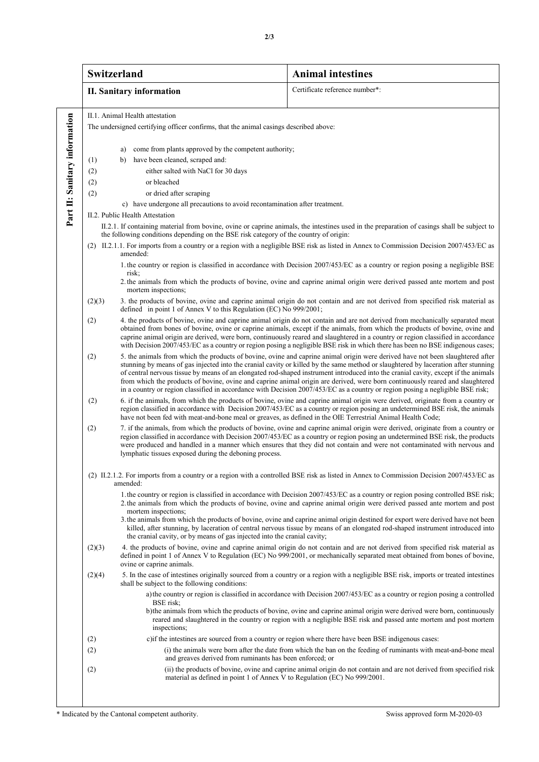| **Switzerland** | **Animal intestines** |
| --- | --- |
| **II. Sanitary information** | Certificate reference number*: |

**Part II: Sanitary information**

II.1. Animal Health attestation

The undersigned certifying officer confirms, that the animal casings described above:

a) come from plants approved by the competent authority;

(1) b) have been cleaned, scraped and:

(2) either salted with NaCl for 30 days

(2) or bleached

(2) or dried after scraping

c) have undergone all precautions to avoid recontamination after treatment.

II.2. Public Health Attestation

II.2.1. If containing material from bovine, ovine or caprine animals, the intestines used in the preparation of casings shall be subject to the following conditions depending on the BSE risk category of the country of origin:

(2) II.2.1.1. For imports from a country or a region with a negligible BSE risk as listed in Annex to Commission Decision 2007/453/EC as amended:

1. the country or region is classified in accordance with Decision 2007/453/EC as a country or region posing a negligible BSE risk;
2. the animals from which the products of bovine, ovine and caprine animal origin were derived passed ante mortem and post mortem inspections;

(2)(3) 3. the products of bovine, ovine and caprine animal origin do not contain and are not derived from specified risk material as defined in point 1 of Annex V to this Regulation (EC) No 999/2001;

(2) 4. the products of bovine, ovine and caprine animal origin do not contain and are not derived from mechanically separated meat obtained from bones of bovine, ovine or caprine animals, except if the animals, from which the products of bovine, ovine and caprine animal origin are derived, were born, continuously reared and slaughtered in a country or region classified in accordance with Decision 2007/453/EC as a country or region posing a negligible BSE risk in which there has been no BSE indigenous cases;

(2) 5. the animals from which the products of bovine, ovine and caprine animal origin were derived have not been slaughtered after stunning by means of gas injected into the cranial cavity or killed by the same method or slaughtered by laceration after stunning of central nervous tissue by means of an elongated rod-shaped instrument introduced into the cranial cavity, except if the animals from which the products of bovine, ovine and caprine animal origin are derived, were born continuously reared and slaughtered in a country or region classified in accordance with Decision 2007/453/EC as a country or region posing a negligible BSE risk;

(2) 6. if the animals, from which the products of bovine, ovine and caprine animal origin were derived, originate from a country or region classified in accordance with Decision 2007/453/EC as a country or region posing an undetermined BSE risk, the animals have not been fed with meat-and-bone meal or greaves, as defined in the OIE Terrestrial Animal Health Code;

(2) 7. if the animals, from which the products of bovine, ovine and caprine animal origin were derived, originate from a country or region classified in accordance with Decision 2007/453/EC as a country or region posing an undetermined BSE risk, the products were produced and handled in a manner which ensures that they did not contain and were not contaminated with nervous and lymphatic tissues exposed during the deboning process.

(2) II.2.1.2. For imports from a country or a region with a controlled BSE risk as listed in Annex to Commission Decision 2007/453/EC as amended:

1. the country or region is classified in accordance with Decision 2007/453/EC as a country or region posing controlled BSE risk;
2. the animals from which the products of bovine, ovine and caprine animal origin were derived passed ante mortem and post mortem inspections;
3. the animals from which the products of bovine, ovine and caprine animal origin destined for export were derived have not been killed, after stunning, by laceration of central nervous tissue by means of an elongated rod-shaped instrument introduced into the cranial cavity, or by means of gas injected into the cranial cavity;

(2)(3) 4. the products of bovine, ovine and caprine animal origin do not contain and are not derived from specified risk material as defined in point 1 of Annex V to Regulation (EC) No 999/2001, or mechanically separated meat obtained from bones of bovine, ovine or caprine animals.

(2)(4) 5. In the case of intestines originally sourced from a country or a region with a negligible BSE risk, imports or treated intestines shall be subject to the following conditions:

a) the country or region is classified in accordance with Decision 2007/453/EC as a country or region posing a controlled BSE risk;

b) the animals from which the products of bovine, ovine and caprine animal origin were derived were born, continuously reared and slaughtered in the country or region with a negligible BSE risk and passed ante mortem and post mortem inspections;

(2) c) if the intestines are sourced from a country or region where there have been BSE indigenous cases:

(2) (i) the animals were born after the date from which the ban on the feeding of ruminants with meat-and-bone meal and greaves derived from ruminants has been enforced; or

(2) (ii) the products of bovine, ovine and caprine animal origin do not contain and are not derived from specified risk material as defined in point 1 of Annex V to Regulation (EC) No 999/2001.

\* Indicated by the Cantonal competent authority.

Swiss approved form M-2020-03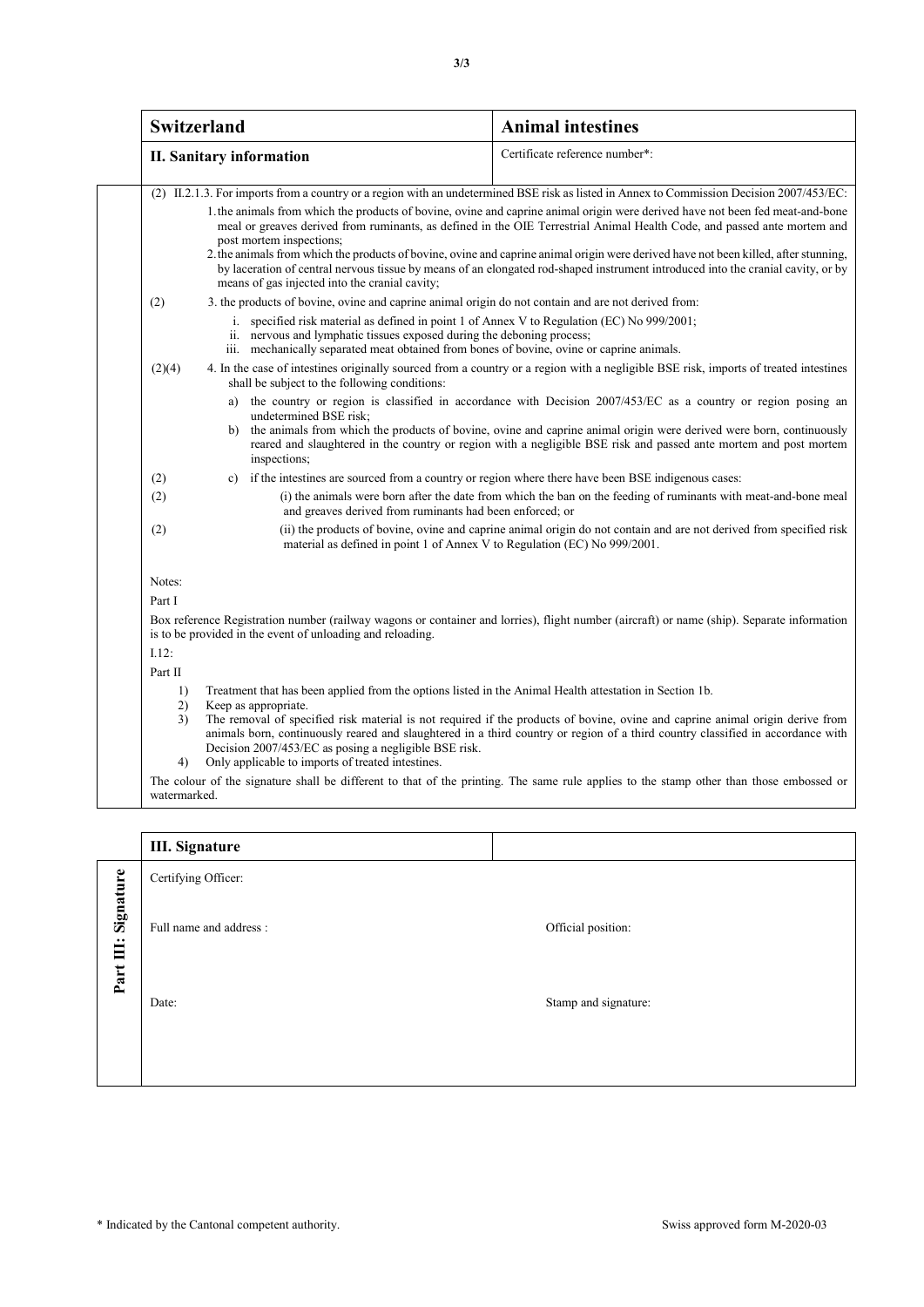| Switzerland | Animal intestines |
|---|---|
| **II. Sanitary information** | Certificate reference number*: |

(2) II.2.1.3. For imports from a country or a region with an undetermined BSE risk as listed in Annex to Commission Decision 2007/453/EC:

1. the animals from which the products of bovine, ovine and caprine animal origin were derived have not been fed meat-and-bone meal or greaves derived from ruminants, as defined in the OIE Terrestrial Animal Health Code, and passed ante mortem and post mortem inspections;
2. the animals from which the products of bovine, ovine and caprine animal origin were derived have not been killed, after stunning, by laceration of central nervous tissue by means of an elongated rod-shaped instrument introduced into the cranial cavity, or by means of gas injected into the cranial cavity;

(2) 3. the products of bovine, ovine and caprine animal origin do not contain and are not derived from:

i. specified risk material as defined in point 1 of Annex V to Regulation (EC) No 999/2001;
ii. nervous and lymphatic tissues exposed during the deboning process;
iii. mechanically separated meat obtained from bones of bovine, ovine or caprine animals.

(2)(4) 4. In the case of intestines originally sourced from a country or a region with a negligible BSE risk, imports of treated intestines shall be subject to the following conditions:

a) the country or region is classified in accordance with Decision 2007/453/EC as a country or region posing an undetermined BSE risk;
b) the animals from which the products of bovine, ovine and caprine animal origin were derived were born, continuously reared and slaughtered in the country or region with a negligible BSE risk and passed ante mortem and post mortem inspections;

(2) c) if the intestines are sourced from a country or region where there have been BSE indigenous cases:

(2) (i) the animals were born after the date from which the ban on the feeding of ruminants with meat-and-bone meal and greaves derived from ruminants had been enforced; or

(2) (ii) the products of bovine, ovine and caprine animal origin do not contain and are not derived from specified risk material as defined in point 1 of Annex V to Regulation (EC) No 999/2001.

Notes:

Part I

Box reference Registration number (railway wagons or container and lorries), flight number (aircraft) or name (ship). Separate information is to be provided in the event of unloading and reloading.

I.12:

Part II

1) Treatment that has been applied from the options listed in the Animal Health attestation in Section 1b.
2) Keep as appropriate.
3) The removal of specified risk material is not required if the products of bovine, ovine and caprine animal origin derive from animals born, continuously reared and slaughtered in a third country or region of a third country classified in accordance with Decision 2007/453/EC as posing a negligible BSE risk.
4) Only applicable to imports of treated intestines.

The colour of the signature shall be different to that of the printing. The same rule applies to the stamp other than those embossed or watermarked.

## III. Signature

**Part III: Signature**

Certifying Officer:

Full name and address : Official position:

Date: Stamp and signature:

\* Indicated by the Cantonal competent authority.

Swiss approved form M-2020-03